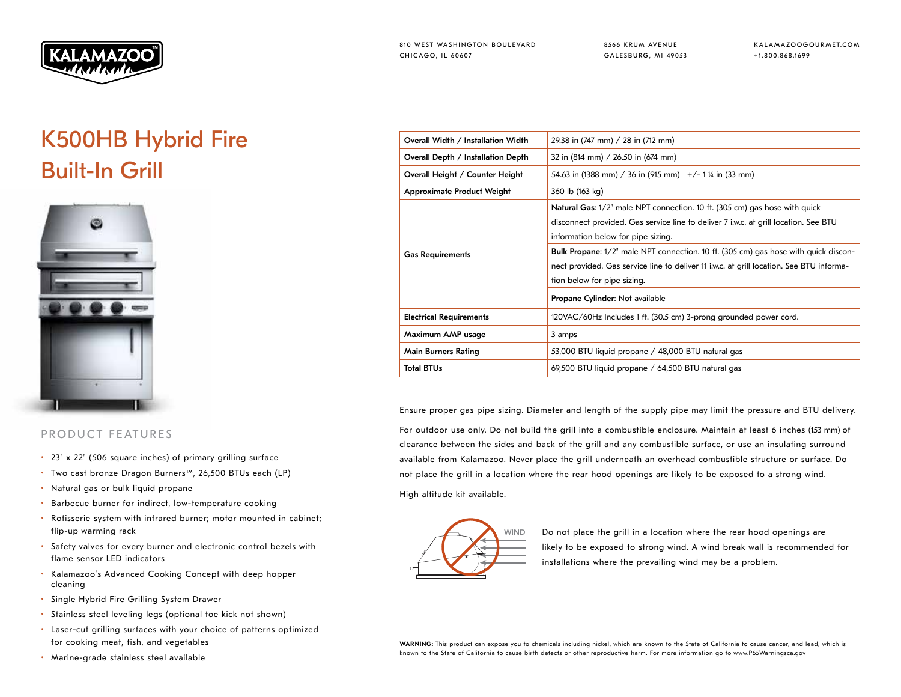KALAMAZOO

810 WEST WASHINGTON BOULEVARD
CHICAGO, IL 60607

8566 KRUM AVENUE
GALESBURG, MI 49053

KALAMAZOOGOURMET.COM
+1.800.868.1699

# K500HB Hybrid Fire Built-In Grill

## PRODUCT FEATURES

- 23" x 22" (506 square inches) of primary grilling surface
- Two cast bronze Dragon Burners™, 26,500 BTUs each (LP)
- Natural gas or bulk liquid propane
- Barbecue burner for indirect, low-temperature cooking
- Rotisserie system with infrared burner; motor mounted in cabinet; flip-up warming rack
- Safety valves for every burner and electronic control bezels with flame sensor LED indicators
- Kalamazoo's Advanced Cooking Concept with deep hopper cleaning
- Single Hybrid Fire Grilling System Drawer
- Stainless steel leveling legs (optional toe kick not shown)
- Laser-cut grilling surfaces with your choice of patterns optimized for cooking meat, fish, and vegetables
- Marine-grade stainless steel available

| | |
|---|---|
| **Overall Width / Installation Width** | 29.38 in (747 mm) / 28 in (712 mm) |
| **Overall Depth / Installation Depth** | 32 in (814 mm) / 26.50 in (674 mm) |
| **Overall Height / Counter Height** | 54.63 in (1388 mm) / 36 in (915 mm) +/- 1 ¼ in (33 mm) |
| **Approximate Product Weight** | 360 lb (163 kg) |
| **Gas Requirements** | **Natural Gas**: 1/2" male NPT connection. 10 ft. (305 cm) gas hose with quick disconnect provided. Gas service line to deliver 7 i.w.c. at grill location. See BTU information below for pipe sizing. |
| | **Bulk Propane**: 1/2" male NPT connection. 10 ft. (305 cm) gas hose with quick disconnect provided. Gas service line to deliver 11 i.w.c. at grill location. See BTU information below for pipe sizing. |
| | **Propane Cylinder**: Not available |
| **Electrical Requirements** | 120VAC/60Hz Includes 1 ft. (30.5 cm) 3-prong grounded power cord. |
| **Maximum AMP usage** | 3 amps |
| **Main Burners Rating** | 53,000 BTU liquid propane / 48,000 BTU natural gas |
| **Total BTUs** | 69,500 BTU liquid propane / 64,500 BTU natural gas |

Ensure proper gas pipe sizing. Diameter and length of the supply pipe may limit the pressure and BTU delivery.

For outdoor use only. Do not build the grill into a combustible enclosure. Maintain at least 6 inches (153 mm) of clearance between the sides and back of the grill and any combustible surface, or use an insulating surround available from Kalamazoo. Never place the grill underneath an overhead combustible structure or surface. Do not place the grill in a location where the rear hood openings are likely to be exposed to a strong wind.

High altitude kit available.

WIND

Do not place the grill in a location where the rear hood openings are likely to be exposed to strong wind. A wind break wall is recommended for installations where the prevailing wind may be a problem.

**WARNING:** This product can expose you to chemicals including nickel, which are known to the State of California to cause cancer, and lead, which is known to the State of California to cause birth defects or other reproductive harm. For more information go to www.P65Warningsca.gov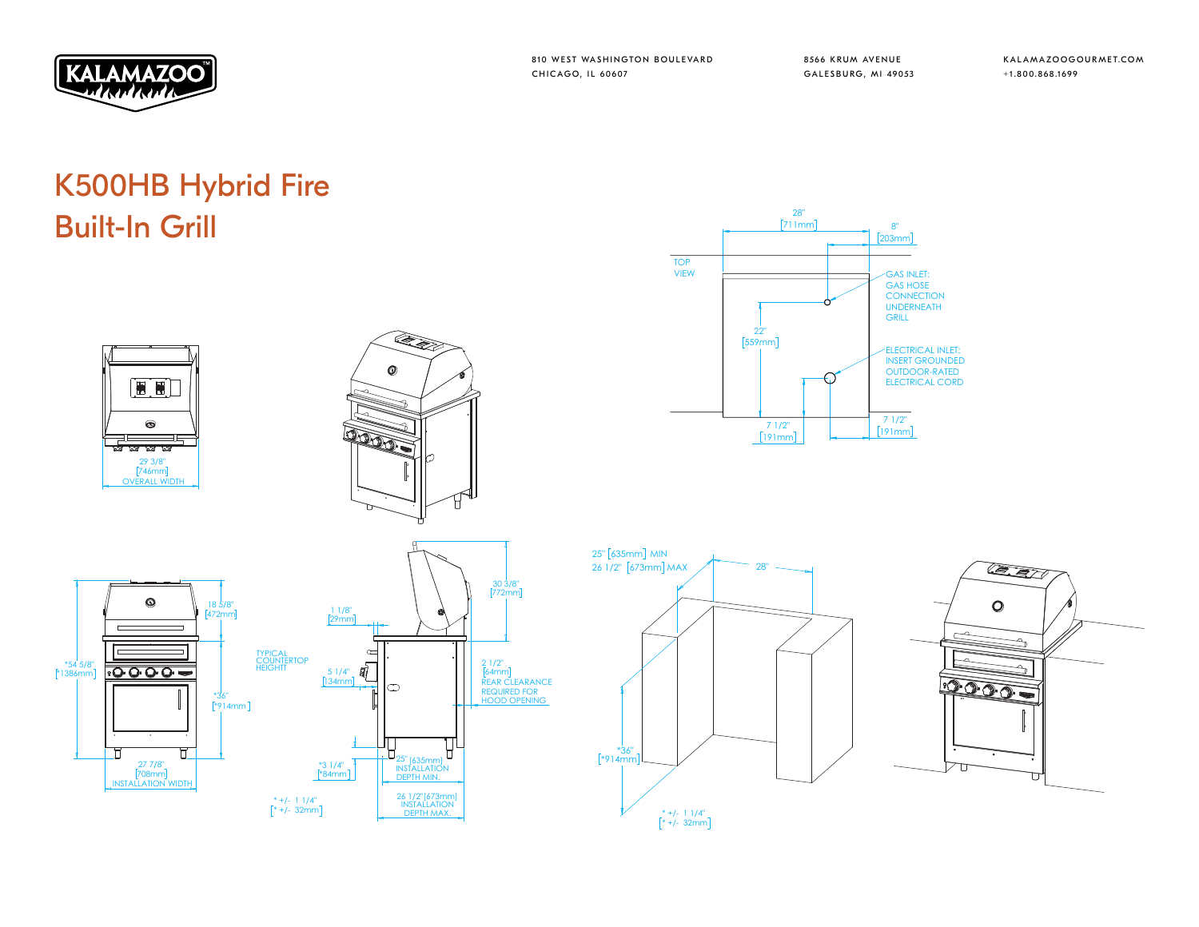KALAMAZOO

810 WEST WASHINGTON BOULEVARD
CHICAGO, IL 60607

8566 KRUM AVENUE
GALESBURG, MI 49053

KALAMAZOOGOURMET.COM
+1.800.868.1699

# K500HB Hybrid Fire Built-In Grill

29 3/8"
[746mm]
OVERALL WIDTH

TOP VIEW

28"
[711mm]

8"
[203mm]

GAS INLET:
GAS HOSE CONNECTION UNDERNEATH GRILL

22"
[559mm]

ELECTRICAL INLET:
INSERT GROUNDED OUTDOOR-RATED ELECTRICAL CORD

7 1/2"
[191mm]

7 1/2"
[191mm]

*54 5/8"
[*1386mm]

18 5/8"
[472mm]

*36"
[*914mm]

27 7/8"
[708mm]
INSTALLATION WIDTH

TYPICAL COUNTERTOP HEIGHT

1 1/8"
[29mm]

5 1/4"
[134mm]

30 3/8"
[772mm]

2 1/2"
[64mm]
REAR CLEARANCE REQUIRED FOR HOOD OPENING

*3 1/4"
[*84mm]

25" [635mm]
INSTALLATION DEPTH MIN.

26 1/2" [673mm]
INSTALLATION DEPTH MAX.

* +/- 1 1/4"
[* +/- 32mm]

25" [635mm] MIN
26 1/2" [673mm] MAX

28"

*36"
[*914mm]

* +/- 1 1/4"
[* +/- 32mm]